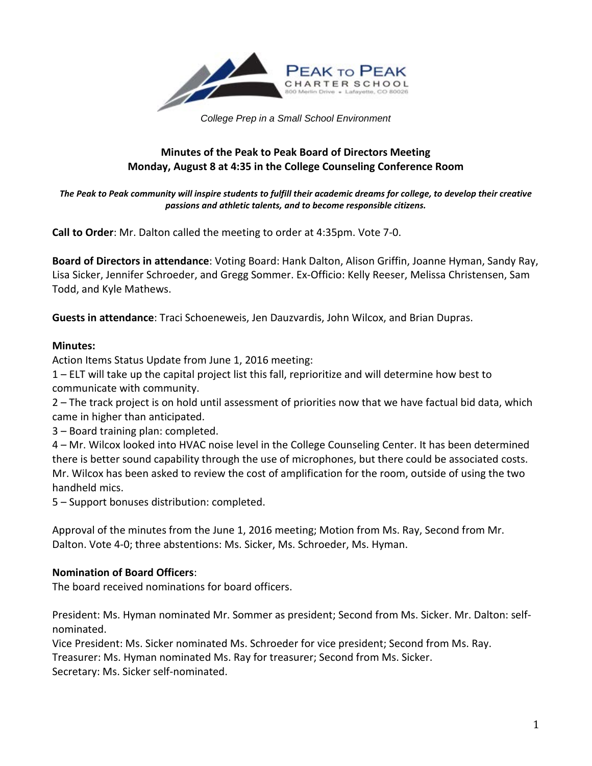PEAK TO PEAK
CHARTER SCHOOL
800 Merlin Drive • Lafayette, CO 80026

*College Prep in a Small School Environment*

## Minutes of the Peak to Peak Board of Directors Meeting
## Monday, August 8 at 4:35 in the College Counseling Conference Room

***The Peak to Peak community will inspire students to fulfill their academic dreams for college, to develop their creative passions and athletic talents, and to become responsible citizens.***

**Call to Order**: Mr. Dalton called the meeting to order at 4:35pm. Vote 7-0.

**Board of Directors in attendance**: Voting Board: Hank Dalton, Alison Griffin, Joanne Hyman, Sandy Ray, Lisa Sicker, Jennifer Schroeder, and Gregg Sommer. Ex-Officio: Kelly Reeser, Melissa Christensen, Sam Todd, and Kyle Mathews.

**Guests in attendance**: Traci Schoeneweis, Jen Dauzvardis, John Wilcox, and Brian Dupras.

**Minutes:**

Action Items Status Update from June 1, 2016 meeting:

1 – ELT will take up the capital project list this fall, reprioritize and will determine how best to communicate with community.

2 – The track project is on hold until assessment of priorities now that we have factual bid data, which came in higher than anticipated.

3 – Board training plan: completed.

4 – Mr. Wilcox looked into HVAC noise level in the College Counseling Center. It has been determined there is better sound capability through the use of microphones, but there could be associated costs. Mr. Wilcox has been asked to review the cost of amplification for the room, outside of using the two handheld mics.

5 – Support bonuses distribution: completed.

Approval of the minutes from the June 1, 2016 meeting; Motion from Ms. Ray, Second from Mr. Dalton. Vote 4-0; three abstentions: Ms. Sicker, Ms. Schroeder, Ms. Hyman.

**Nomination of Board Officers**:

The board received nominations for board officers.

President: Ms. Hyman nominated Mr. Sommer as president; Second from Ms. Sicker. Mr. Dalton: self-nominated.

Vice President: Ms. Sicker nominated Ms. Schroeder for vice president; Second from Ms. Ray.

Treasurer: Ms. Hyman nominated Ms. Ray for treasurer; Second from Ms. Sicker.

Secretary: Ms. Sicker self-nominated.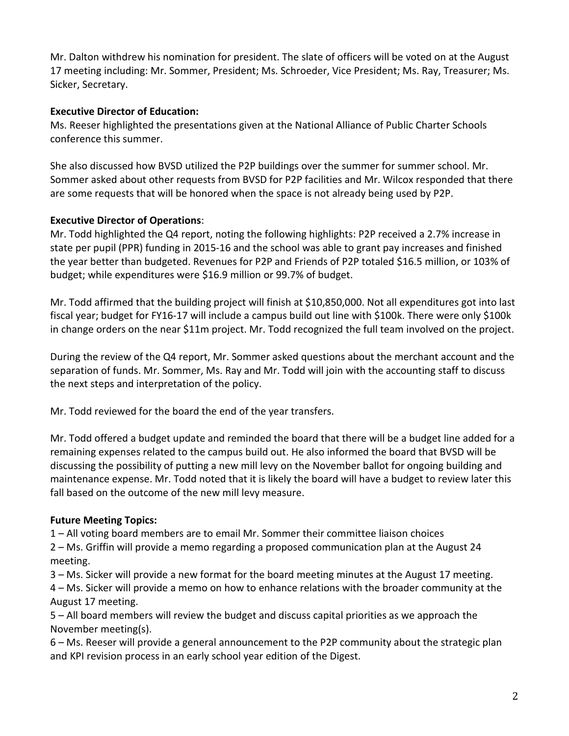Mr. Dalton withdrew his nomination for president. The slate of officers will be voted on at the August 17 meeting including: Mr. Sommer, President; Ms. Schroeder, Vice President; Ms. Ray, Treasurer; Ms. Sicker, Secretary.

**Executive Director of Education:**

Ms. Reeser highlighted the presentations given at the National Alliance of Public Charter Schools conference this summer.

She also discussed how BVSD utilized the P2P buildings over the summer for summer school. Mr. Sommer asked about other requests from BVSD for P2P facilities and Mr. Wilcox responded that there are some requests that will be honored when the space is not already being used by P2P.

**Executive Director of Operations**:

Mr. Todd highlighted the Q4 report, noting the following highlights: P2P received a 2.7% increase in state per pupil (PPR) funding in 2015-16 and the school was able to grant pay increases and finished the year better than budgeted. Revenues for P2P and Friends of P2P totaled $16.5 million, or 103% of budget; while expenditures were $16.9 million or 99.7% of budget.

Mr. Todd affirmed that the building project will finish at $10,850,000. Not all expenditures got into last fiscal year; budget for FY16-17 will include a campus build out line with $100k. There were only $100k in change orders on the near $11m project. Mr. Todd recognized the full team involved on the project.

During the review of the Q4 report, Mr. Sommer asked questions about the merchant account and the separation of funds. Mr. Sommer, Ms. Ray and Mr. Todd will join with the accounting staff to discuss the next steps and interpretation of the policy.

Mr. Todd reviewed for the board the end of the year transfers.

Mr. Todd offered a budget update and reminded the board that there will be a budget line added for a remaining expenses related to the campus build out. He also informed the board that BVSD will be discussing the possibility of putting a new mill levy on the November ballot for ongoing building and maintenance expense. Mr. Todd noted that it is likely the board will have a budget to review later this fall based on the outcome of the new mill levy measure.

**Future Meeting Topics:**

1 – All voting board members are to email Mr. Sommer their committee liaison choices

2 – Ms. Griffin will provide a memo regarding a proposed communication plan at the August 24 meeting.

3 – Ms. Sicker will provide a new format for the board meeting minutes at the August 17 meeting.

4 – Ms. Sicker will provide a memo on how to enhance relations with the broader community at the August 17 meeting.

5 – All board members will review the budget and discuss capital priorities as we approach the November meeting(s).

6 – Ms. Reeser will provide a general announcement to the P2P community about the strategic plan and KPI revision process in an early school year edition of the Digest.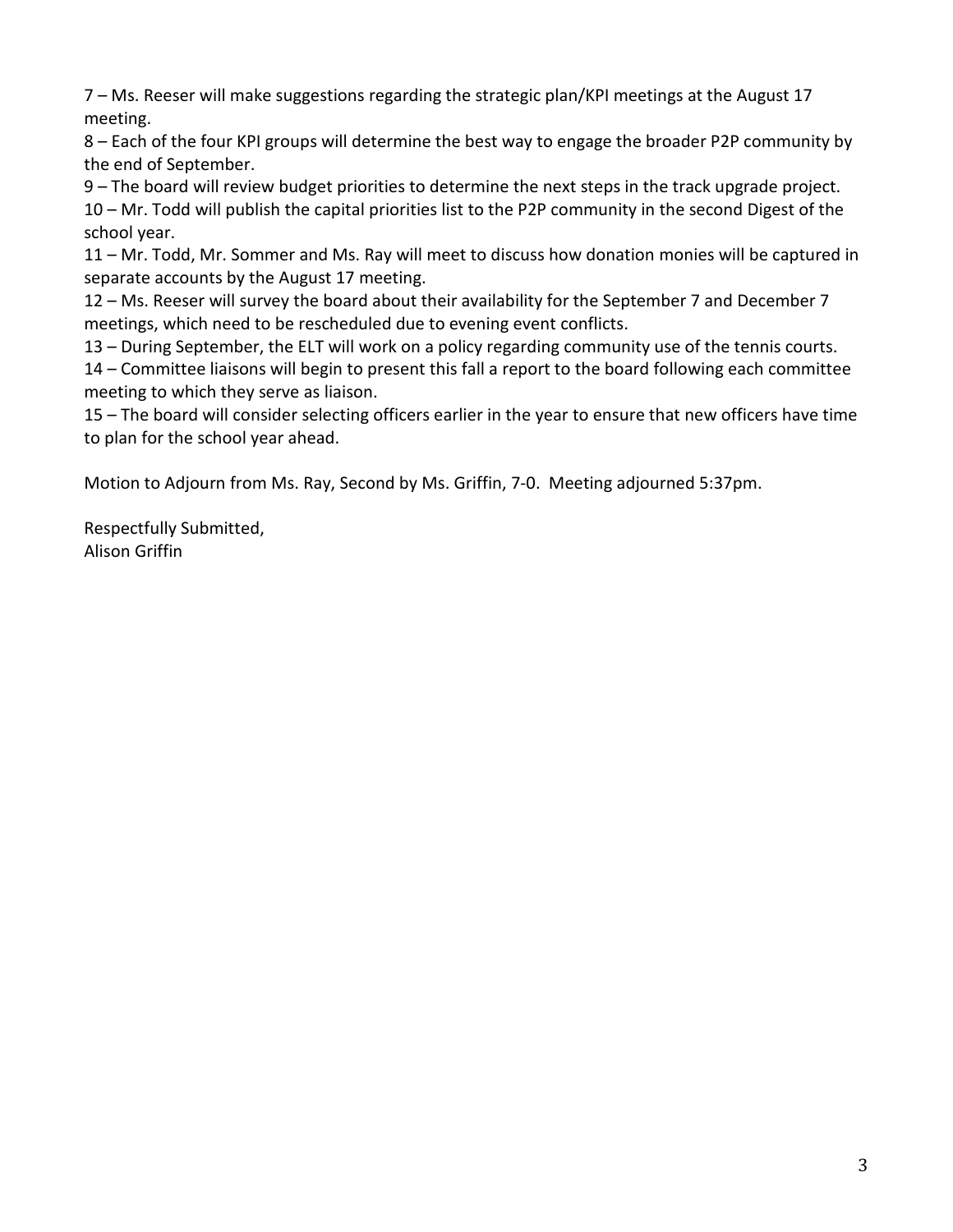7 – Ms. Reeser will make suggestions regarding the strategic plan/KPI meetings at the August 17 meeting.
8 – Each of the four KPI groups will determine the best way to engage the broader P2P community by the end of September.
9 – The board will review budget priorities to determine the next steps in the track upgrade project.
10 – Mr. Todd will publish the capital priorities list to the P2P community in the second Digest of the school year.
11 – Mr. Todd, Mr. Sommer and Ms. Ray will meet to discuss how donation monies will be captured in separate accounts by the August 17 meeting.
12 – Ms. Reeser will survey the board about their availability for the September 7 and December 7 meetings, which need to be rescheduled due to evening event conflicts.
13 – During September, the ELT will work on a policy regarding community use of the tennis courts.
14 – Committee liaisons will begin to present this fall a report to the board following each committee meeting to which they serve as liaison.
15 – The board will consider selecting officers earlier in the year to ensure that new officers have time to plan for the school year ahead.

Motion to Adjourn from Ms. Ray, Second by Ms. Griffin, 7-0. Meeting adjourned 5:37pm.

Respectfully Submitted,
Alison Griffin